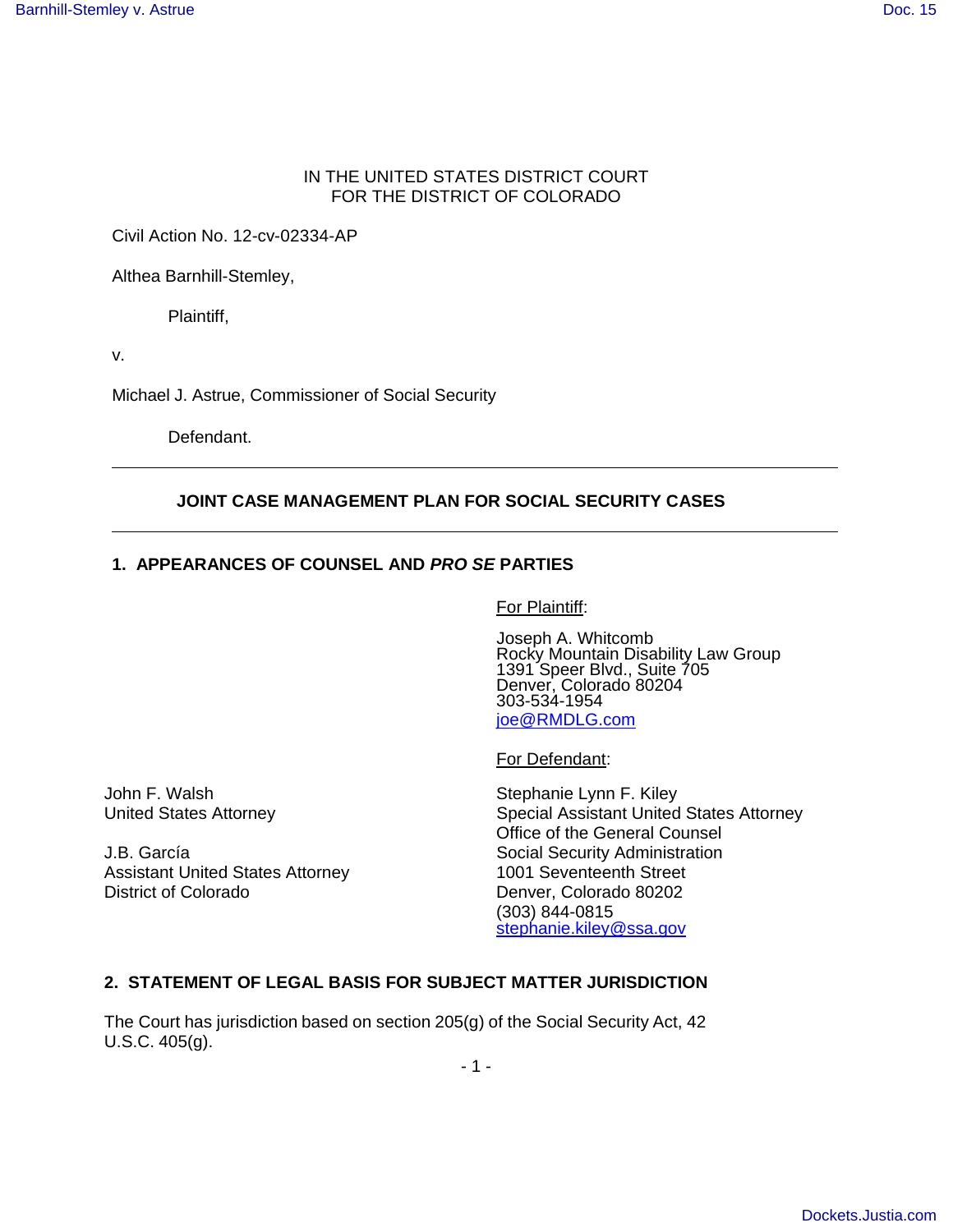IN THE UNITED STATES DISTRICT COURT
FOR THE DISTRICT OF COLORADO

Civil Action No. 12-cv-02334-AP

Althea Barnhill-Stemley,

Plaintiff,

v.

Michael J. Astrue, Commissioner of Social Security

Defendant.

---

**JOINT CASE MANAGEMENT PLAN FOR SOCIAL SECURITY CASES**

---

## 1. APPEARANCES OF COUNSEL AND *PRO SE* PARTIES

For Plaintiff:

Joseph A. Whitcomb
Rocky Mountain Disability Law Group
1391 Speer Blvd., Suite 705
Denver, Colorado 80204
303-534-1954
joe@RMDLG.com

For Defendant:

John F. Walsh
United States Attorney

J.B. García
Assistant United States Attorney
District of Colorado

Stephanie Lynn F. Kiley
Special Assistant United States Attorney
Office of the General Counsel
Social Security Administration
1001 Seventeenth Street
Denver, Colorado 80202
(303) 844-0815
stephanie.kiley@ssa.gov

## 2. STATEMENT OF LEGAL BASIS FOR SUBJECT MATTER JURISDICTION

The Court has jurisdiction based on section 205(g) of the Social Security Act, 42 U.S.C. 405(g).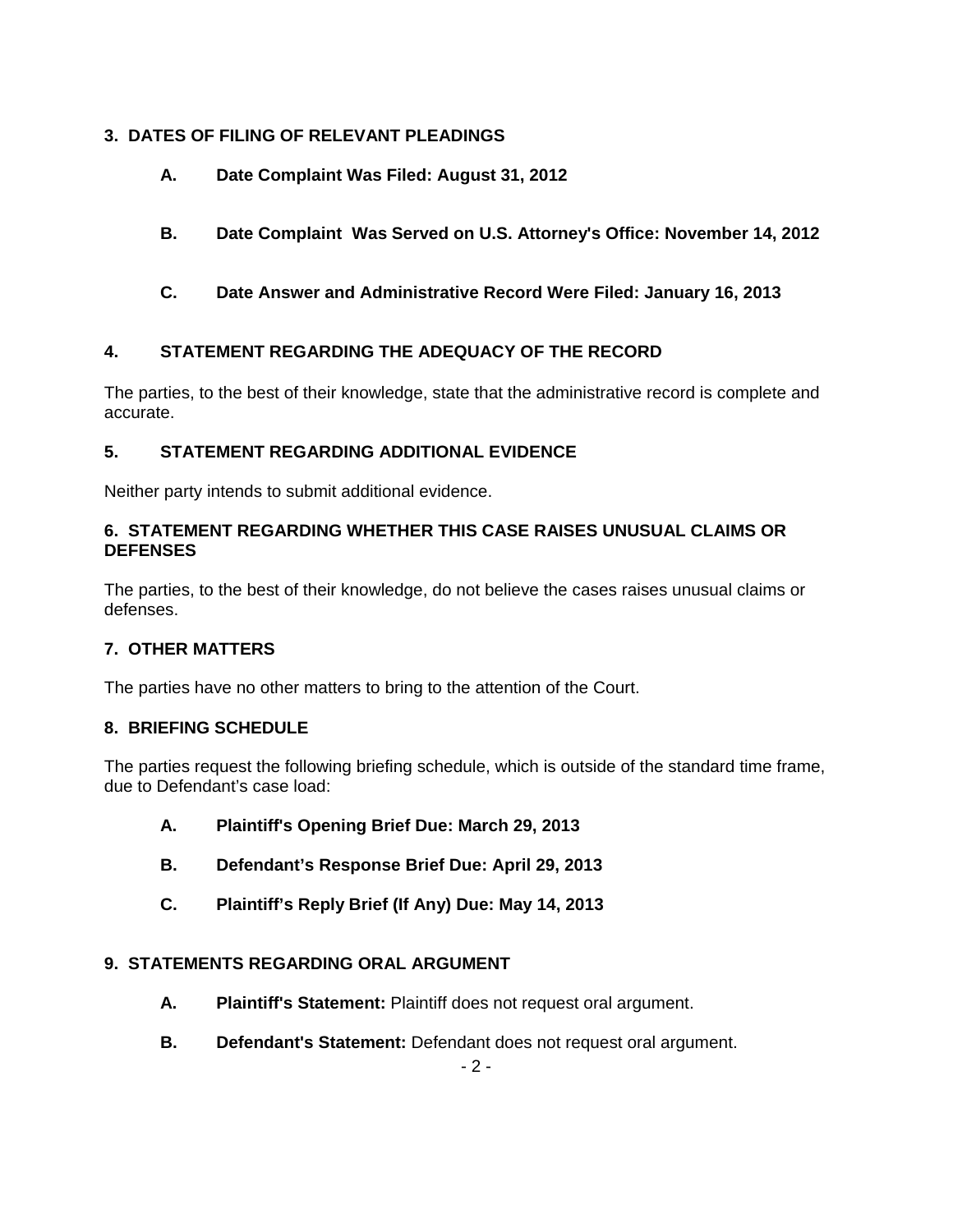## 3. DATES OF FILING OF RELEVANT PLEADINGS

**A. Date Complaint Was Filed: August 31, 2012**

**B. Date Complaint Was Served on U.S. Attorney's Office: November 14, 2012**

**C. Date Answer and Administrative Record Were Filed: January 16, 2013**

## 4. STATEMENT REGARDING THE ADEQUACY OF THE RECORD

The parties, to the best of their knowledge, state that the administrative record is complete and accurate.

## 5. STATEMENT REGARDING ADDITIONAL EVIDENCE

Neither party intends to submit additional evidence.

## 6. STATEMENT REGARDING WHETHER THIS CASE RAISES UNUSUAL CLAIMS OR DEFENSES

The parties, to the best of their knowledge, do not believe the cases raises unusual claims or defenses.

## 7. OTHER MATTERS

The parties have no other matters to bring to the attention of the Court.

## 8. BRIEFING SCHEDULE

The parties request the following briefing schedule, which is outside of the standard time frame, due to Defendant's case load:

**A. Plaintiff's Opening Brief Due: March 29, 2013**

**B. Defendant's Response Brief Due: April 29, 2013**

**C. Plaintiff's Reply Brief (If Any) Due: May 14, 2013**

## 9. STATEMENTS REGARDING ORAL ARGUMENT

**A. Plaintiff's Statement:** Plaintiff does not request oral argument.

**B. Defendant's Statement:** Defendant does not request oral argument.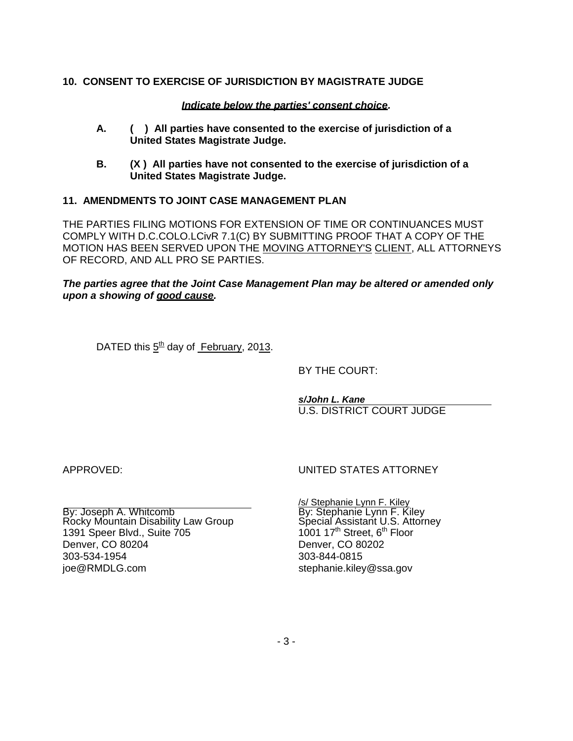**10. CONSENT TO EXERCISE OF JURISDICTION BY MAGISTRATE JUDGE**

***Indicate below the parties' consent choice.***

**A. ( ) All parties have consented to the exercise of jurisdiction of a United States Magistrate Judge.**

**B. (X ) All parties have not consented to the exercise of jurisdiction of a United States Magistrate Judge.**

**11. AMENDMENTS TO JOINT CASE MANAGEMENT PLAN**

THE PARTIES FILING MOTIONS FOR EXTENSION OF TIME OR CONTINUANCES MUST COMPLY WITH D.C.COLO.LCivR 7.1(C) BY SUBMITTING PROOF THAT A COPY OF THE MOTION HAS BEEN SERVED UPON THE MOVING ATTORNEY'S CLIENT, ALL ATTORNEYS OF RECORD, AND ALL PRO SE PARTIES.

***The parties agree that the Joint Case Management Plan may be altered or amended only upon a showing of good cause.***

DATED this 5th day of February, 2013.

BY THE COURT:

***s/John L. Kane***
U.S. DISTRICT COURT JUDGE

APPROVED:

By: Joseph A. Whitcomb
Rocky Mountain Disability Law Group
1391 Speer Blvd., Suite 705
Denver, CO 80204
303-534-1954
joe@RMDLG.com

UNITED STATES ATTORNEY

/s/ Stephanie Lynn F. Kiley
By: Stephanie Lynn F. Kiley
Special Assistant U.S. Attorney
1001 17th Street, 6th Floor
Denver, CO 80202
303-844-0815
stephanie.kiley@ssa.gov